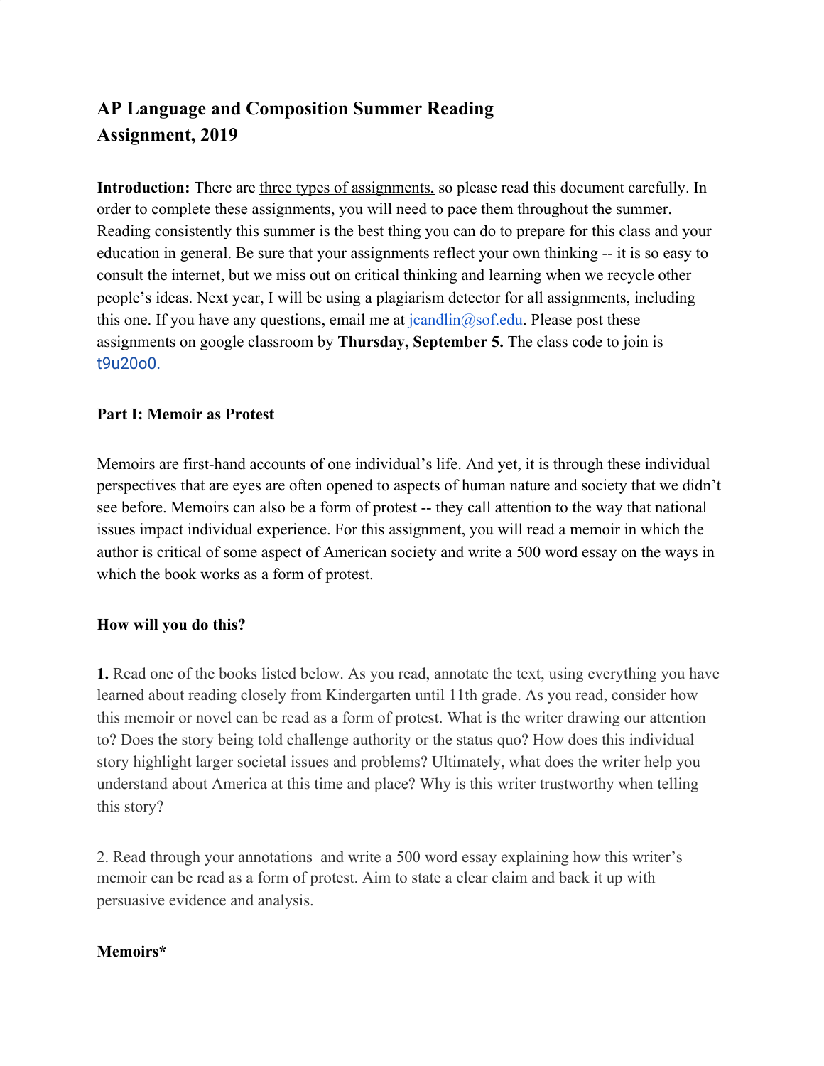# AP Language and Composition Summer Reading Assignment, 2019

**Introduction:** There are three types of assignments, so please read this document carefully. In order to complete these assignments, you will need to pace them throughout the summer. Reading consistently this summer is the best thing you can do to prepare for this class and your education in general. Be sure that your assignments reflect your own thinking -- it is so easy to consult the internet, but we miss out on critical thinking and learning when we recycle other people's ideas. Next year, I will be using a plagiarism detector for all assignments, including this one. If you have any questions, email me at jcandlin@sof.edu. Please post these assignments on google classroom by **Thursday, September 5.** The class code to join is t9u20o0.

## Part I: Memoir as Protest

Memoirs are first-hand accounts of one individual's life. And yet, it is through these individual perspectives that are eyes are often opened to aspects of human nature and society that we didn't see before. Memoirs can also be a form of protest -- they call attention to the way that national issues impact individual experience. For this assignment, you will read a memoir in which the author is critical of some aspect of American society and write a 500 word essay on the ways in which the book works as a form of protest.

### How will you do this?

**1.** Read one of the books listed below. As you read, annotate the text, using everything you have learned about reading closely from Kindergarten until 11th grade. As you read, consider how this memoir or novel can be read as a form of protest. What is the writer drawing our attention to? Does the story being told challenge authority or the status quo? How does this individual story highlight larger societal issues and problems? Ultimately, what does the writer help you understand about America at this time and place? Why is this writer trustworthy when telling this story?

2. Read through your annotations and write a 500 word essay explaining how this writer's memoir can be read as a form of protest. Aim to state a clear claim and back it up with persuasive evidence and analysis.

### Memoirs*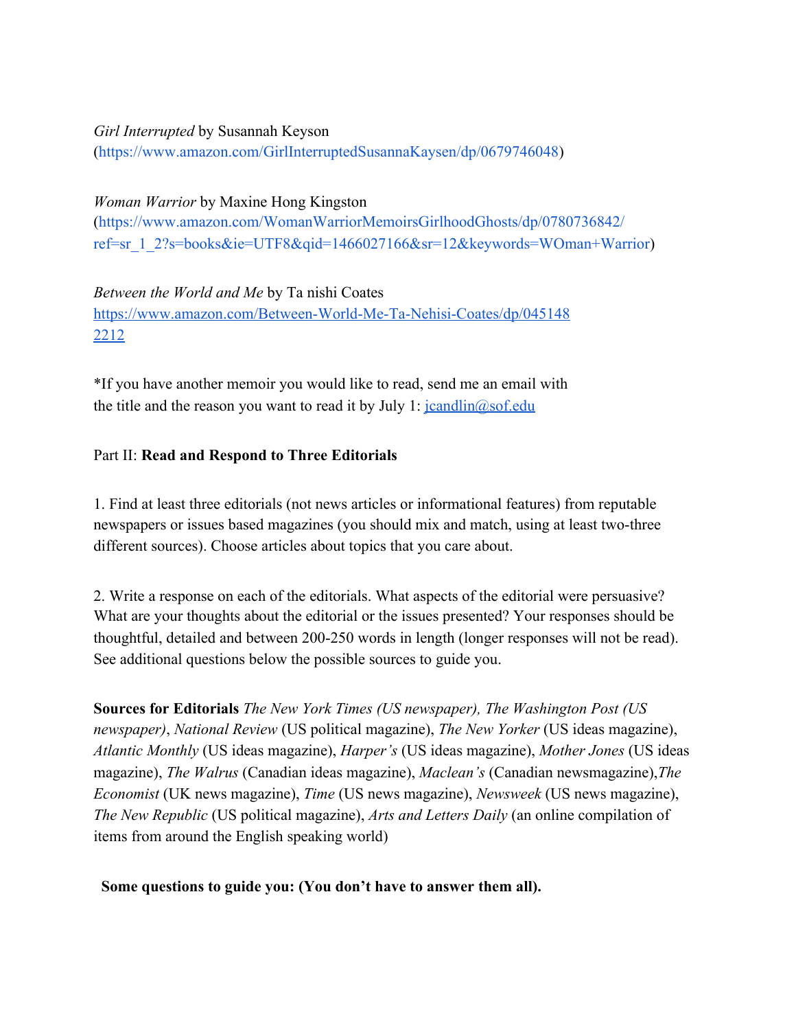*Girl Interrupted* by Susannah Keyson
(https://www.amazon.com/GirlInterruptedSusannaKaysen/dp/0679746048)

*Woman Warrior* by Maxine Hong Kingston
(https://www.amazon.com/WomanWarriorMemoirsGirlhoodGhosts/dp/0780736842/ref=sr_1_2?s=books&ie=UTF8&qid=1466027166&sr=12&keywords=WOman+Warrior)

*Between the World and Me* by Ta nishi Coates
https://www.amazon.com/Between-World-Me-Ta-Nehisi-Coates/dp/0451482212

*If you have another memoir you would like to read, send me an email with the title and the reason you want to read it by July 1: jcandlin@sof.edu

Part II: **Read and Respond to Three Editorials**

1. Find at least three editorials (not news articles or informational features) from reputable newspapers or issues based magazines (you should mix and match, using at least two-three different sources). Choose articles about topics that you care about.

2. Write a response on each of the editorials. What aspects of the editorial were persuasive? What are your thoughts about the editorial or the issues presented? Your responses should be thoughtful, detailed and between 200-250 words in length (longer responses will not be read). See additional questions below the possible sources to guide you.

**Sources for Editorials** *The New York Times (US newspaper), The Washington Post (US newspaper)*, *National Review* (US political magazine), *The New Yorker* (US ideas magazine), *Atlantic Monthly* (US ideas magazine), *Harper's* (US ideas magazine), *Mother Jones* (US ideas magazine), *The Walrus* (Canadian ideas magazine), *Maclean's* (Canadian newsmagazine),*The Economist* (UK news magazine), *Time* (US news magazine), *Newsweek* (US news magazine), *The New Republic* (US political magazine), *Arts and Letters Daily* (an online compilation of items from around the English speaking world)

**Some questions to guide you: (You don't have to answer them all).**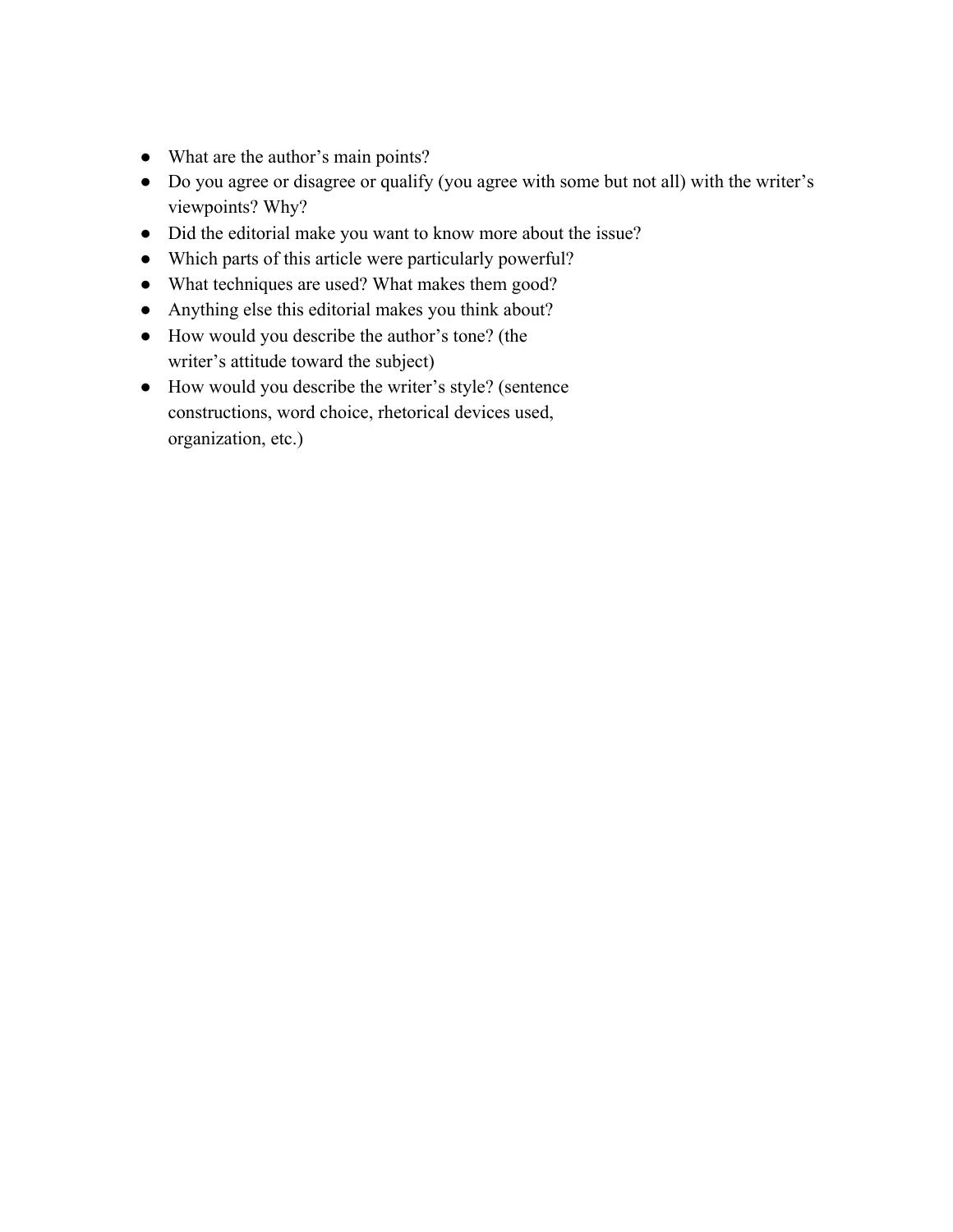- What are the author's main points?
- Do you agree or disagree or qualify (you agree with some but not all) with the writer's viewpoints? Why?
- Did the editorial make you want to know more about the issue?
- Which parts of this article were particularly powerful?
- What techniques are used? What makes them good?
- Anything else this editorial makes you think about?
- How would you describe the author's tone? (the writer's attitude toward the subject)
- How would you describe the writer's style? (sentence constructions, word choice, rhetorical devices used, organization, etc.)